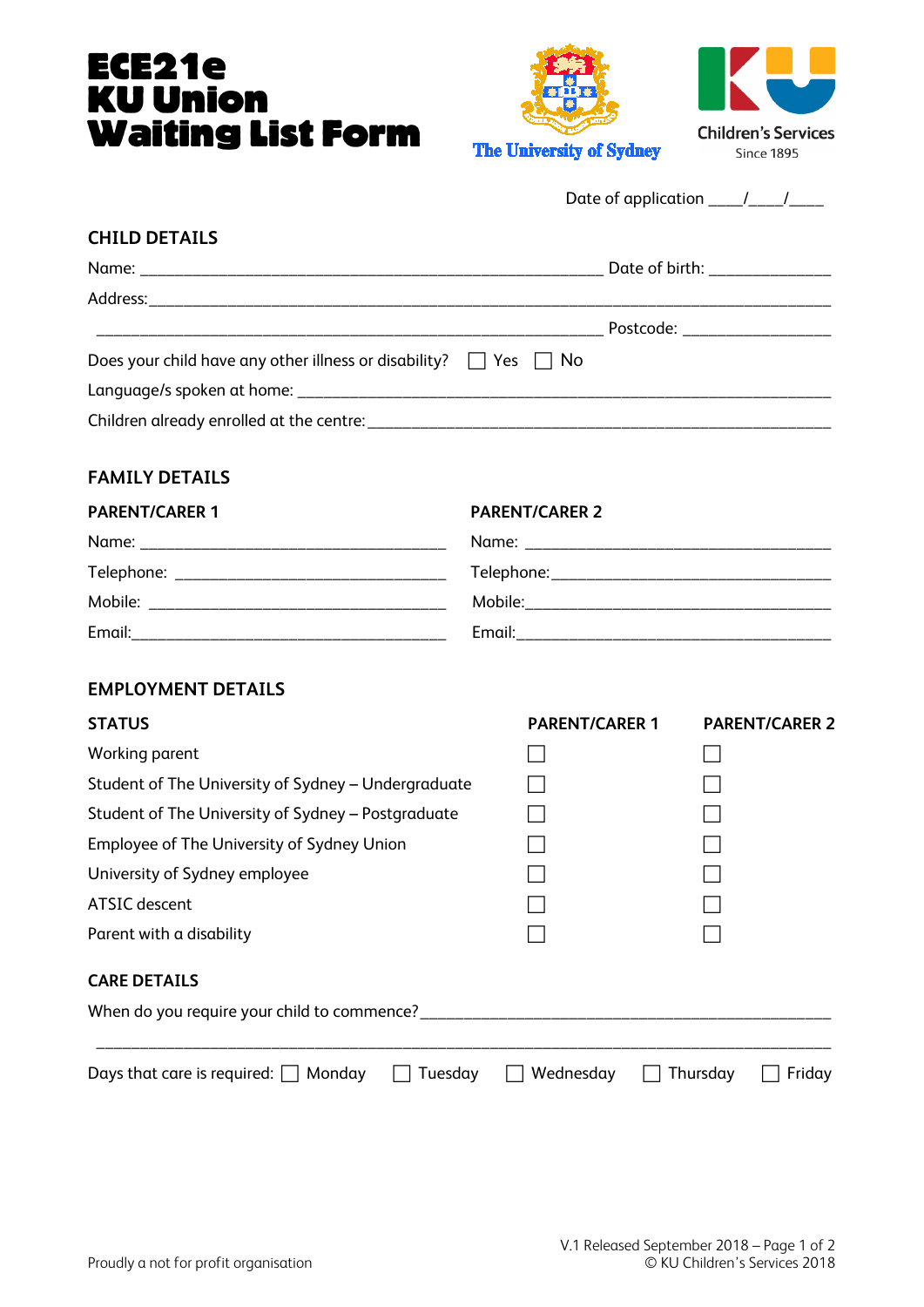# ECE21e KU Union Waiting List Form

The University of Sydney

Children's Services
Since 1895

Date of application ____/____/____

## CHILD DETAILS

Name: ______________________________________________ Date of birth: ____________

Address: ______________________________________________________________________

______________________________________________________ Postcode: _______________

Does your child have any other illness or disability? ☐ Yes ☐ No

Language/s spoken at home: ____________________________________________________

Children already enrolled at the centre: ______________________________________________

## FAMILY DETAILS

| PARENT/CARER 1 | PARENT/CARER 2 |
|---|---|
| Name: ______________________________ | Name: ______________________________ |
| Telephone: __________________________ | Telephone: __________________________ |
| Mobile: _____________________________ | Mobile: _____________________________ |
| Email: ______________________________ | Email: ______________________________ |

## EMPLOYMENT DETAILS

| STATUS | PARENT/CARER 1 | PARENT/CARER 2 |
|---|---|---|
| Working parent | ☐ | ☐ |
| Student of The University of Sydney – Undergraduate | ☐ | ☐ |
| Student of The University of Sydney – Postgraduate | ☐ | ☐ |
| Employee of The University of Sydney Union | ☐ | ☐ |
| University of Sydney employee | ☐ | ☐ |
| ATSIC descent | ☐ | ☐ |
| Parent with a disability | ☐ | ☐ |

## CARE DETAILS

When do you require your child to commence? ______________________________________________

________________________________________________________________________________

Days that care is required: ☐ Monday ☐ Tuesday ☐ Wednesday ☐ Thursday ☐ Friday

Proudly a not for profit organisation

V.1 Released September 2018

© KU Children's Services 2018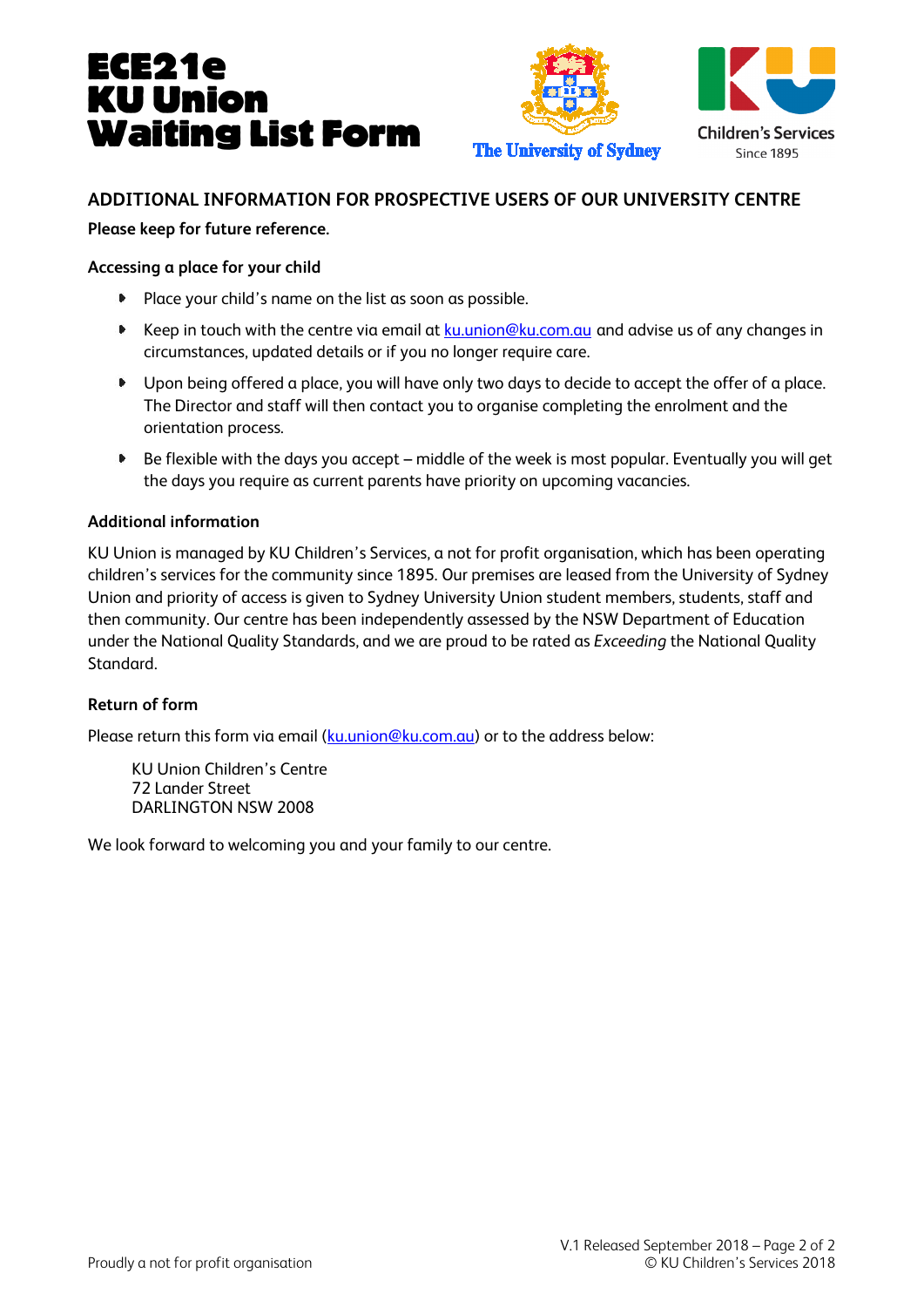# ECE21e KU Union Waiting List Form

The University of Sydney

Children's Services
Since 1895

## ADDITIONAL INFORMATION FOR PROSPECTIVE USERS OF OUR UNIVERSITY CENTRE

**Please keep for future reference.**

### Accessing a place for your child

- Place your child's name on the list as soon as possible.
- Keep in touch with the centre via email at ku.union@ku.com.au and advise us of any changes in circumstances, updated details or if you no longer require care.
- Upon being offered a place, you will have only two days to decide to accept the offer of a place. The Director and staff will then contact you to organise completing the enrolment and the orientation process.
- Be flexible with the days you accept – middle of the week is most popular. Eventually you will get the days you require as current parents have priority on upcoming vacancies.

### Additional information

KU Union is managed by KU Children's Services, a not for profit organisation, which has been operating children's services for the community since 1895. Our premises are leased from the University of Sydney Union and priority of access is given to Sydney University Union student members, students, staff and then community. Our centre has been independently assessed by the NSW Department of Education under the National Quality Standards, and we are proud to be rated as *Exceeding* the National Quality Standard.

### Return of form

Please return this form via email (ku.union@ku.com.au) or to the address below:

KU Union Children's Centre
72 Lander Street
DARLINGTON NSW 2008

We look forward to welcoming you and your family to our centre.